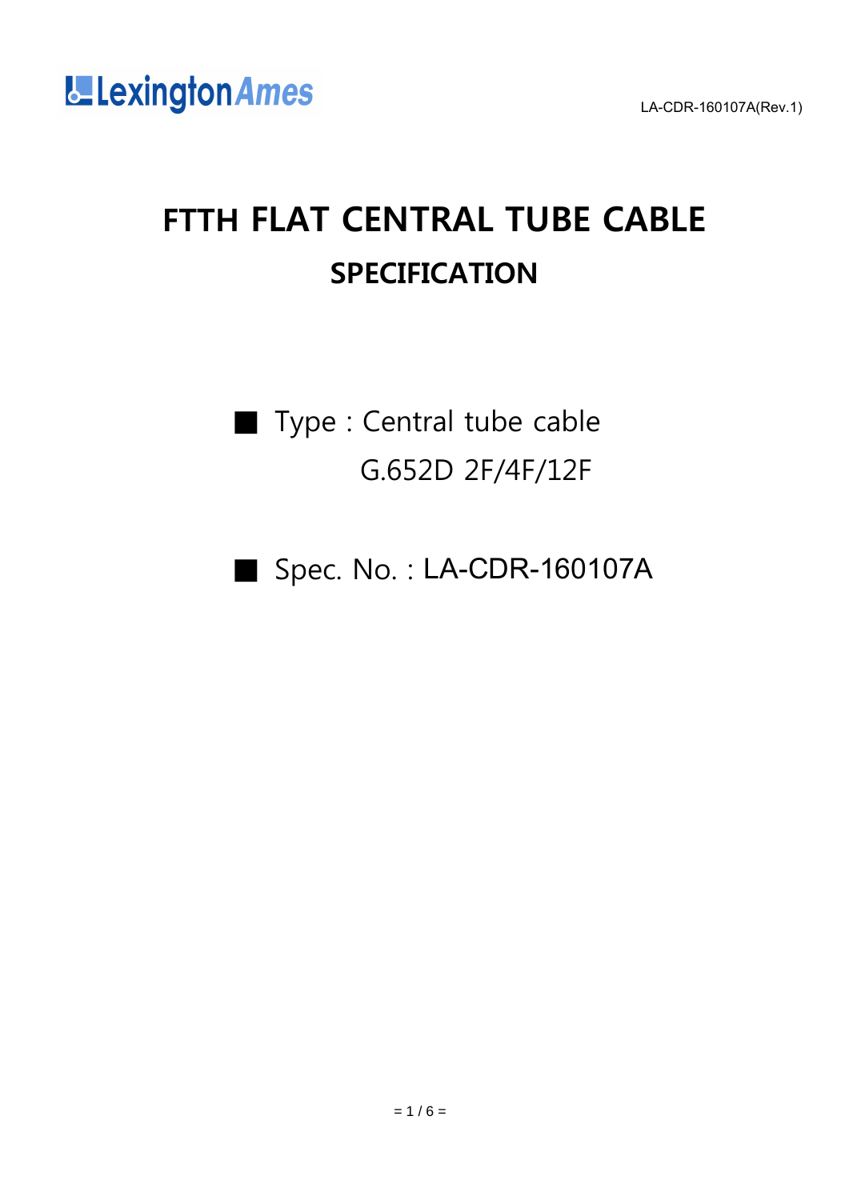LexingtonAmes

LA-CDR-160107A(Rev.1)

# FTTH FLAT CENTRAL TUBE CABLE

## SPECIFICATION

■ Type : Central tube cable
G.652D 2F/4F/12F

■ Spec. No. : LA-CDR-160107A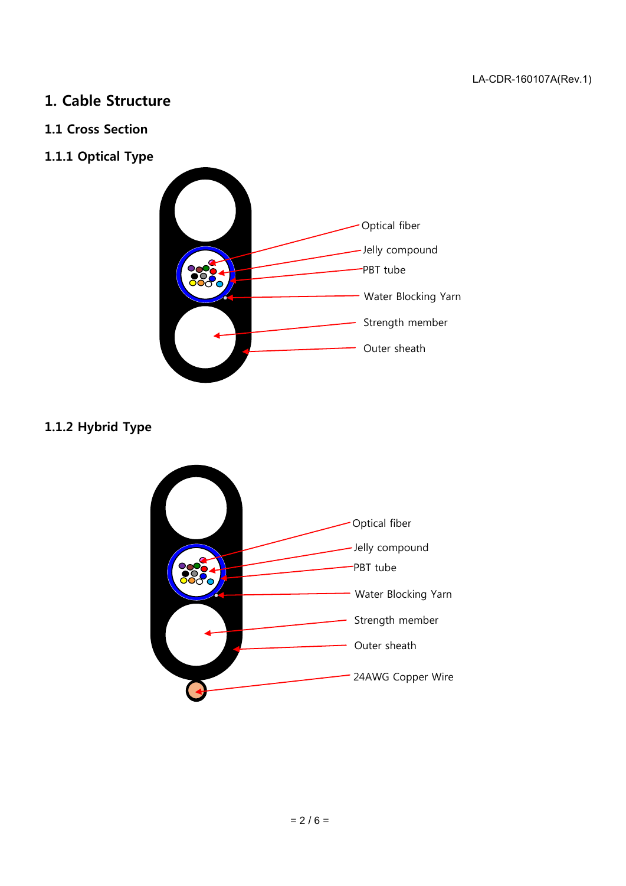# 1. Cable Structure

## 1.1 Cross Section

### 1.1.1 Optical Type

Optical fiber

Jelly compound

PBT tube

Water Blocking Yarn

Strength member

Outer sheath

### 1.1.2 Hybrid Type

Optical fiber

Jelly compound

PBT tube

Water Blocking Yarn

Strength member

Outer sheath

24AWG Copper Wire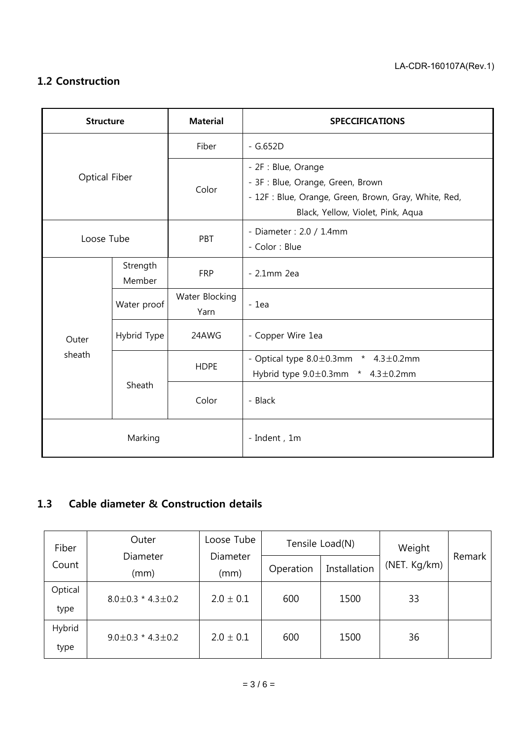## 1.2 Construction

| Structure | | Material | SPECCIFICATIONS |
|---|---|---|---|
| Optical Fiber | | Fiber | - G.652D |
| | | Color | - 2F : Blue, Orange<br>- 3F : Blue, Orange, Green, Brown<br>- 12F : Blue, Orange, Green, Brown, Gray, White, Red, Black, Yellow, Violet, Pink, Aqua |
| Loose Tube | | PBT | - Diameter : 2.0 / 1.4mm<br>- Color : Blue |
| Outer sheath | Strength Member | FRP | - 2.1mm 2ea |
| | Water proof | Water Blocking Yarn | - 1ea |
| | Hybrid Type | 24AWG | - Copper Wire 1ea |
| | Sheath | HDPE | - Optical type 8.0±0.3mm * 4.3±0.2mm<br>Hybrid type 9.0±0.3mm * 4.3±0.2mm |
| | | Color | - Black |
| Marking | | | - Indent , 1m |

## 1.3 Cable diameter & Construction details

| Fiber Count | Outer Diameter (mm) | Loose Tube Diameter (mm) | Tensile Load(N) | | Weight (NET. Kg/km) | Remark |
|---|---|---|---|---|---|---|
| | | | Operation | Installation | | |
| Optical type | 8.0±0.3 * 4.3±0.2 | 2.0 ± 0.1 | 600 | 1500 | 33 | |
| Hybrid type | 9.0±0.3 * 4.3±0.2 | 2.0 ± 0.1 | 600 | 1500 | 36 | |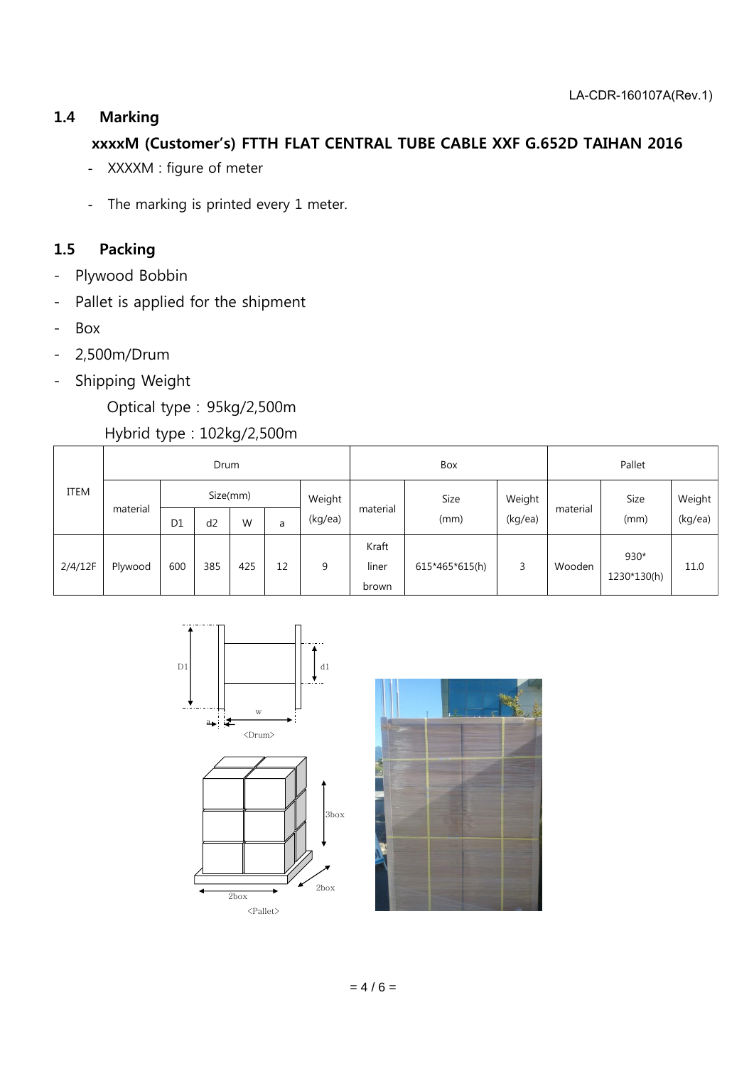## 1.4 Marking

**xxxxM (Customer's) FTTH FLAT CENTRAL TUBE CABLE XXF G.652D TAIHAN 2016**

- XXXXM : figure of meter
- The marking is printed every 1 meter.

## 1.5 Packing

- Plywood Bobbin
- Pallet is applied for the shipment
- Box
- 2,500m/Drum
- Shipping Weight

  Optical type : 95kg/2,500m

  Hybrid type : 102kg/2,500m

| ITEM | Drum | | | | | | Box | | | Pallet | | |
|---|---|---|---|---|---|---|---|---|---|---|---|---|
| | material | Size(mm) | | | | Weight (kg/ea) | material | Size (mm) | Weight (kg/ea) | material | Size (mm) | Weight (kg/ea) |
| | | D1 | d2 | W | a | | | | | | | |
| 2/4/12F | Plywood | 600 | 385 | 425 | 12 | 9 | Kraft liner brown | 615*465*615(h) | 3 | Wooden | 930* 1230*130(h) | 11.0 |

<Drum>

<Pallet>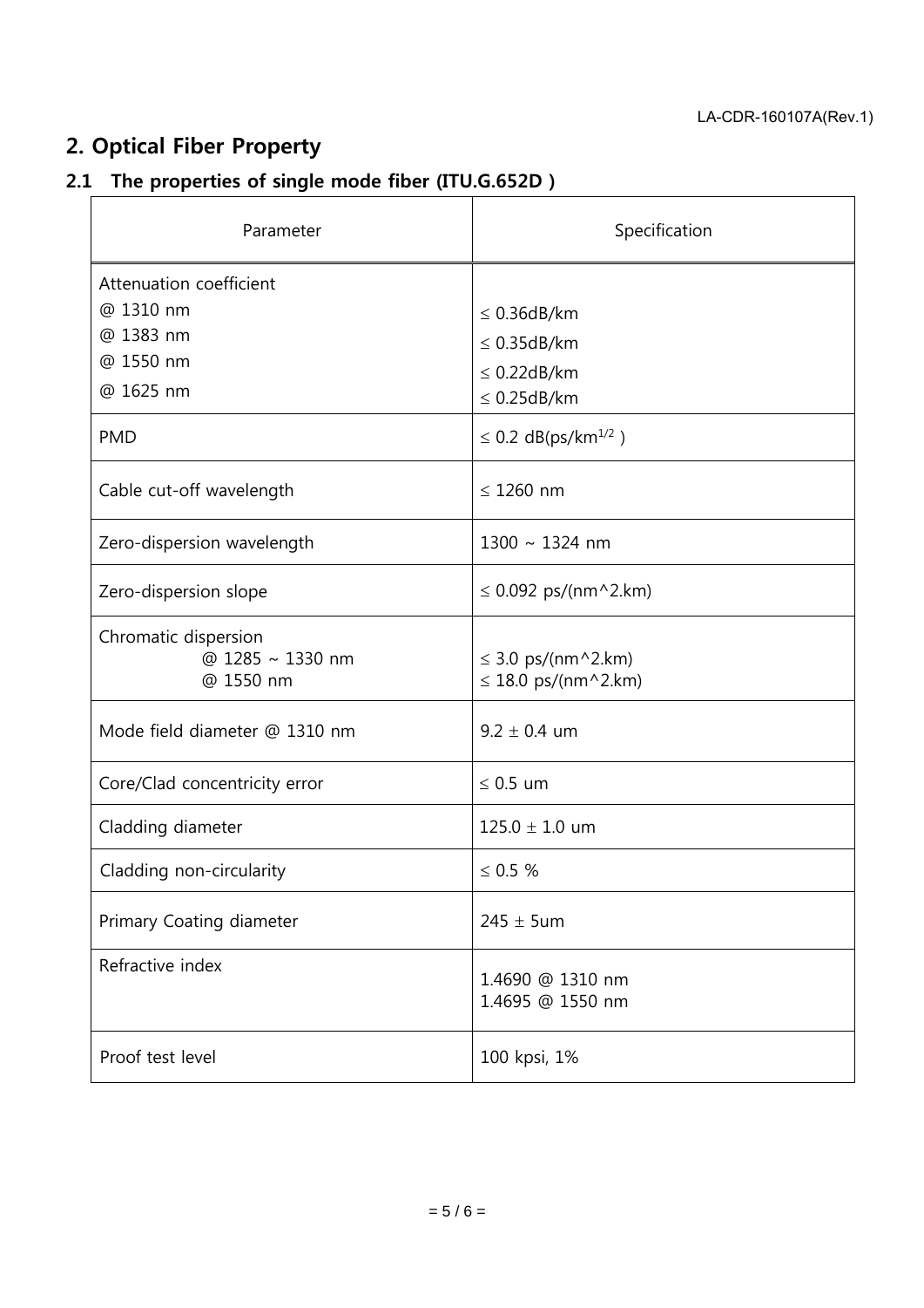## 2. Optical Fiber Property

### 2.1 The properties of single mode fiber (ITU.G.652D )

| Parameter | Specification |
|---|---|
| Attenuation coefficient<br>@ 1310 nm<br>@ 1383 nm<br>@ 1550 nm<br>@ 1625 nm | <br>≤ 0.36dB/km<br>≤ 0.35dB/km<br>≤ 0.22dB/km<br>≤ 0.25dB/km |
| PMD | ≤ 0.2 dB(ps/km$^{1/2}$ ) |
| Cable cut-off wavelength | ≤ 1260 nm |
| Zero-dispersion wavelength | 1300 ~ 1324 nm |
| Zero-dispersion slope | ≤ 0.092 ps/(nm^2.km) |
| Chromatic dispersion<br>@ 1285 ~ 1330 nm<br>@ 1550 nm | <br>≤ 3.0 ps/(nm^2.km)<br>≤ 18.0 ps/(nm^2.km) |
| Mode field diameter @ 1310 nm | 9.2 ± 0.4 um |
| Core/Clad concentricity error | ≤ 0.5 um |
| Cladding diameter | 125.0 ± 1.0 um |
| Cladding non-circularity | ≤ 0.5 % |
| Primary Coating diameter | 245 ± 5um |
| Refractive index | 1.4690 @ 1310 nm<br>1.4695 @ 1550 nm |
| Proof test level | 100 kpsi, 1% |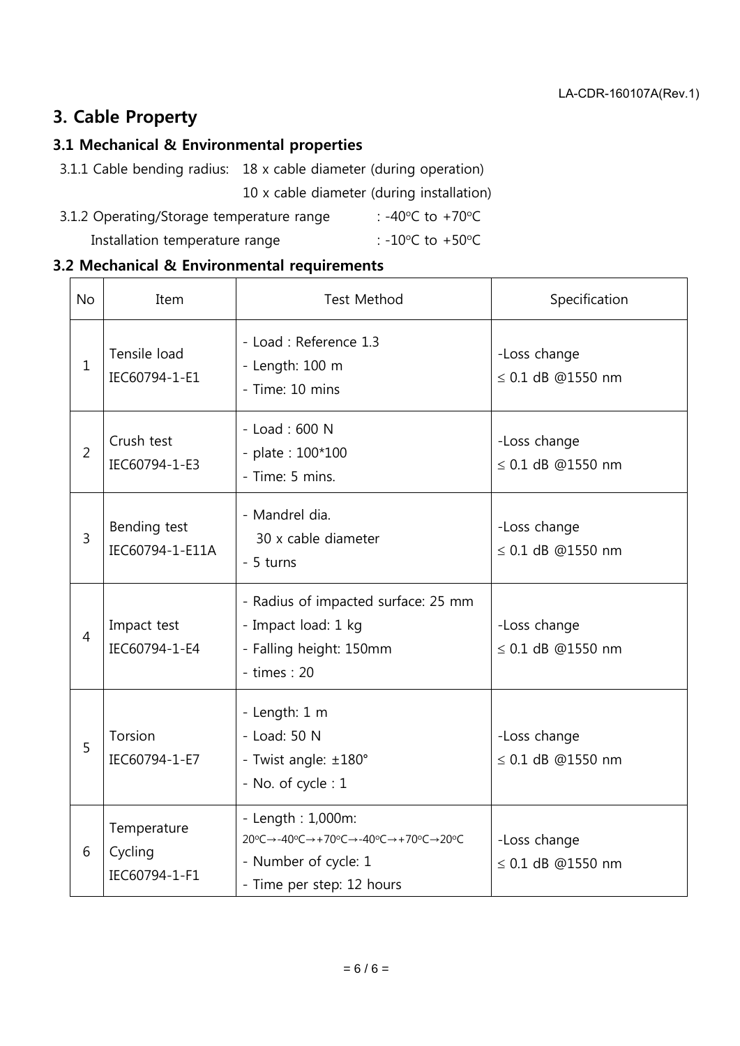# 3. Cable Property

## 3.1 Mechanical & Environmental properties

3.1.1 Cable bending radius: 18 x cable diameter (during operation)
10 x cable diameter (during installation)

3.1.2 Operating/Storage temperature range : -40°C to +70°C
Installation temperature range : -10°C to +50°C

## 3.2 Mechanical & Environmental requirements

| No | Item | Test Method | Specification |
|---|---|---|---|
| 1 | Tensile load<br>IEC60794-1-E1 | - Load : Reference 1.3<br>- Length: 100 m<br>- Time: 10 mins | -Loss change<br>≤ 0.1 dB @1550 nm |
| 2 | Crush test<br>IEC60794-1-E3 | - Load : 600 N<br>- plate : 100*100<br>- Time: 5 mins. | -Loss change<br>≤ 0.1 dB @1550 nm |
| 3 | Bending test<br>IEC60794-1-E11A | - Mandrel dia.<br>30 x cable diameter<br>- 5 turns | -Loss change<br>≤ 0.1 dB @1550 nm |
| 4 | Impact test<br>IEC60794-1-E4 | - Radius of impacted surface: 25 mm<br>- Impact load: 1 kg<br>- Falling height: 150mm<br>- times : 20 | -Loss change<br>≤ 0.1 dB @1550 nm |
| 5 | Torsion<br>IEC60794-1-E7 | - Length: 1 m<br>- Load: 50 N<br>- Twist angle: ±180°<br>- No. of cycle : 1 | -Loss change<br>≤ 0.1 dB @1550 nm |
| 6 | Temperature Cycling<br>IEC60794-1-F1 | - Length : 1,000m:<br>20°C→-40°C→+70°C→-40°C→+70°C→20°C<br>- Number of cycle: 1<br>- Time per step: 12 hours | -Loss change<br>≤ 0.1 dB @1550 nm |